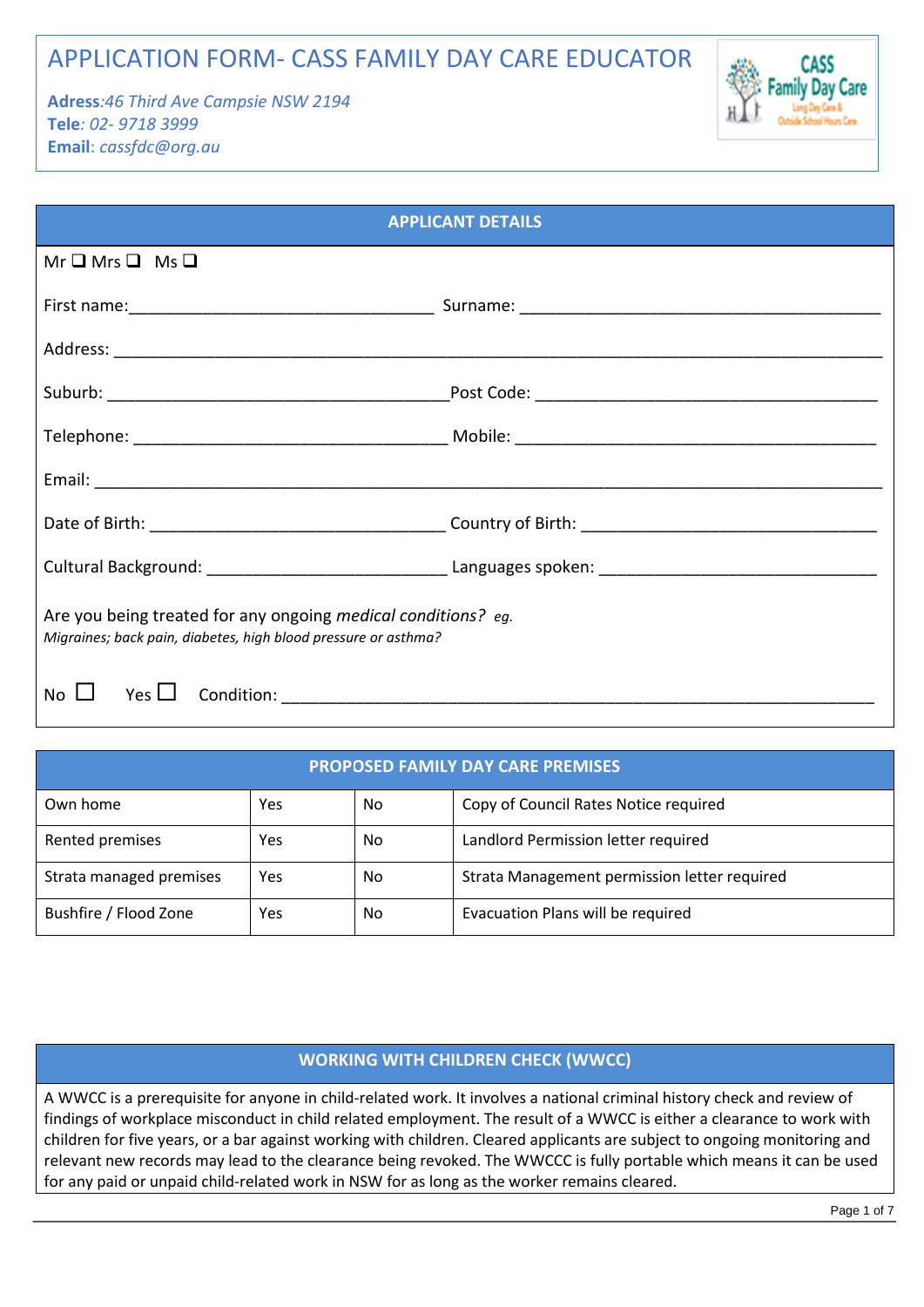# APPLICATION FORM- CASS FAMILY DAY CARE EDUCATOR

**Adress**:*46 Third Ave Campsie NSW 2194*
**Tele**: *02- 9718 3999*
**Email**: *cassfdc@org.au*

## APPLICANT DETAILS

Mr ❑ Mrs ❑ Ms ❑

First name:_________________________________ Surname: _______________________________________

Address: ______________________________________________________________________________

Suburb: ______________________________________Post Code: _____________________________________

Telephone: __________________________________ Mobile: _______________________________________

Email: ________________________________________________________________________________

Date of Birth: ________________________________ Country of Birth: ________________________________

Cultural Background: __________________________ Languages spoken: ______________________________

Are you being treated for any ongoing *medical conditions? eg.*
*Migraines; back pain, diabetes, high blood pressure or asthma?*

No ☐ Yes ☐ Condition: ________________________________________________________________

## PROPOSED FAMILY DAY CARE PREMISES

| | | | |
|---|---|---|---|
| Own home | Yes | No | Copy of Council Rates Notice required |
| Rented premises | Yes | No | Landlord Permission letter required |
| Strata managed premises | Yes | No | Strata Management permission letter required |
| Bushfire / Flood Zone | Yes | No | Evacuation Plans will be required |

## WORKING WITH CHILDREN CHECK (WWCC)

A WWCC is a prerequisite for anyone in child-related work. It involves a national criminal history check and review of findings of workplace misconduct in child related employment. The result of a WWCC is either a clearance to work with children for five years, or a bar against working with children. Cleared applicants are subject to ongoing monitoring and relevant new records may lead to the clearance being revoked. The WWCCC is fully portable which means it can be used for any paid or unpaid child-related work in NSW for as long as the worker remains cleared.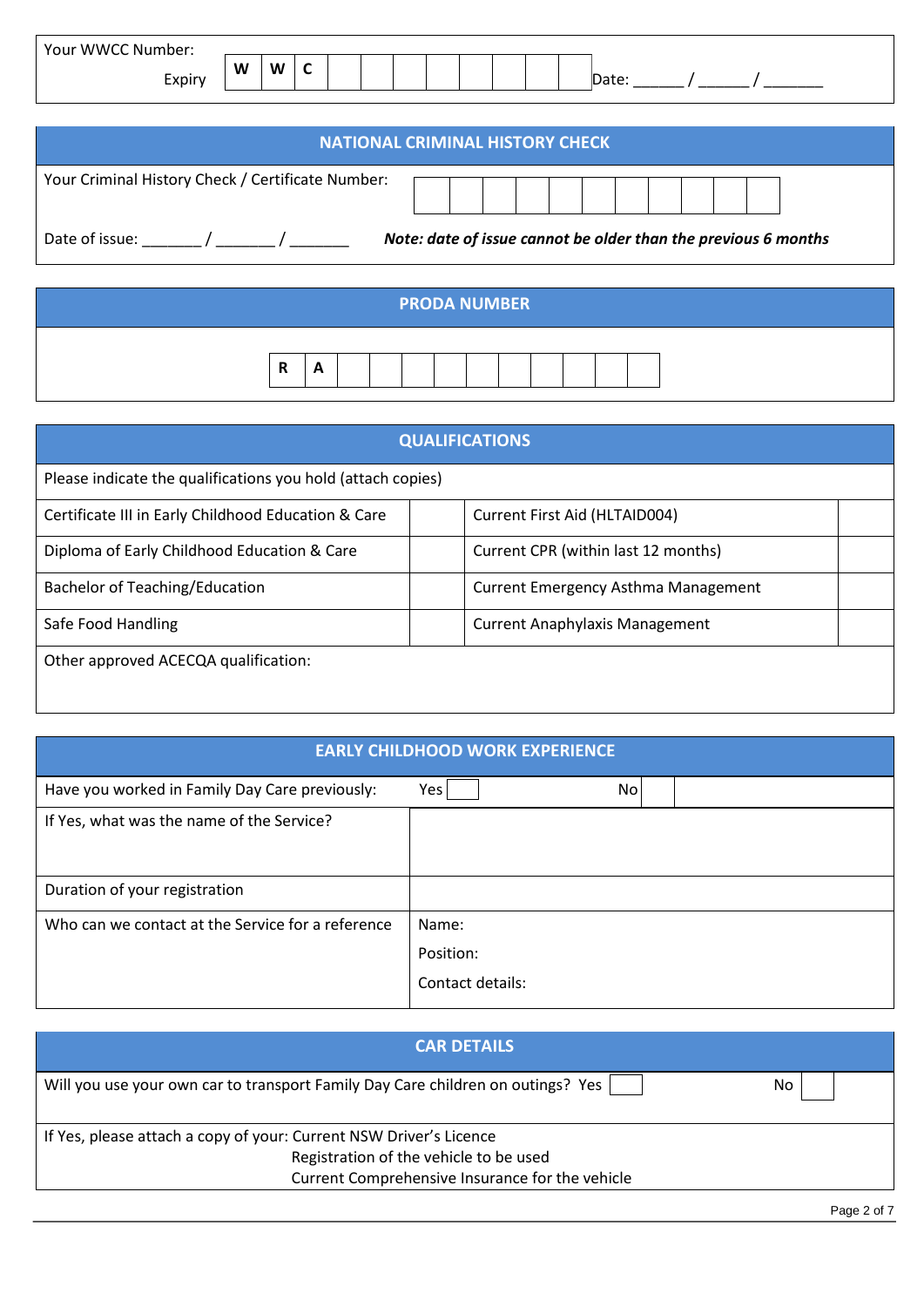| Your WWCC Number: Expiry | W | W | C | | | | | | | | | Date: ______ / ______ / _______ |
|---|---|---|---|---|---|---|---|---|---|---|---|---|

## NATIONAL CRIMINAL HISTORY CHECK

| Your Criminal History Check / Certificate Number: | | | | | | | | | | | |
|---|---|---|---|---|---|---|---|---|---|---|---|

Date of issue: _______ / _______ / _______ ***Note: date of issue cannot be older than the previous 6 months***

## PRODA NUMBER

| R | A | | | | | | | | | |
|---|---|---|---|---|---|---|---|---|---|---|

## QUALIFICATIONS

Please indicate the qualifications you hold (attach copies)

| Qualification | | Qualification | |
|---|---|---|---|
| Certificate III in Early Childhood Education & Care | | Current First Aid (HLTAID004) | |
| Diploma of Early Childhood Education & Care | | Current CPR (within last 12 months) | |
| Bachelor of Teaching/Education | | Current Emergency Asthma Management | |
| Safe Food Handling | | Current Anaphylaxis Management | |

Other approved ACECQA qualification:

## EARLY CHILDHOOD WORK EXPERIENCE

| | |
|---|---|
| Have you worked in Family Day Care previously: | Yes ☐ No ☐ |
| If Yes, what was the name of the Service? | |
| Duration of your registration | |
| Who can we contact at the Service for a reference | Name:<br>Position:<br>Contact details: |

## CAR DETAILS

Will you use your own car to transport Family Day Care children on outings? Yes ☐ No ☐

If Yes, please attach a copy of your: Current NSW Driver's Licence
Registration of the vehicle to be used
Current Comprehensive Insurance for the vehicle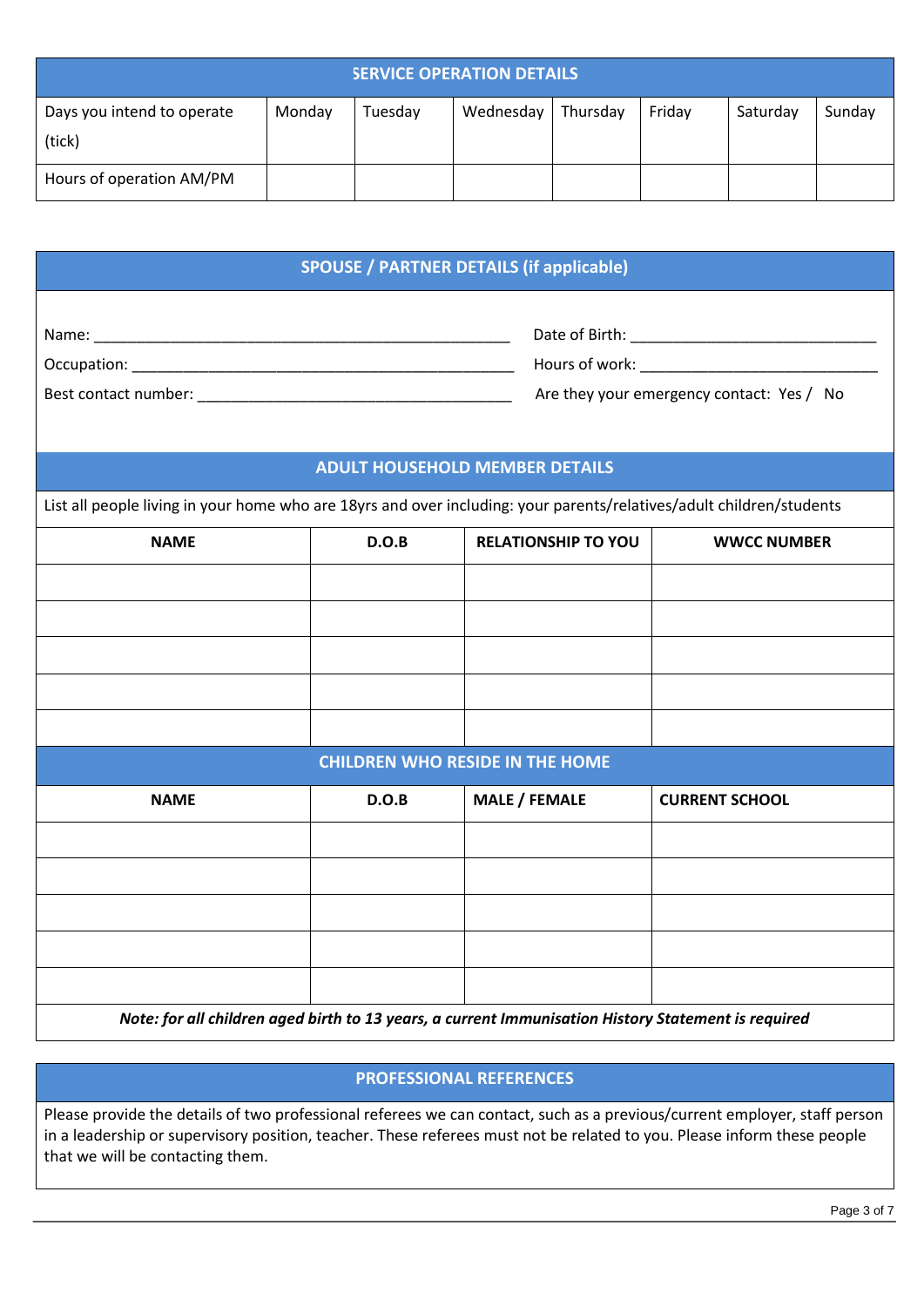## SERVICE OPERATION DETAILS

| Days you intend to operate (tick) | Monday | Tuesday | Wednesday | Thursday | Friday | Saturday | Sunday |
|---|---|---|---|---|---|---|---|
| Hours of operation AM/PM | | | | | | | |

## SPOUSE / PARTNER DETAILS (if applicable)

Name: ____________________________________________________ Date of Birth: ______________________________

Occupation: _______________________________________________ Hours of work: ______________________________

Best contact number: _______________________________________ Are they your emergency contact: Yes / No

## ADULT HOUSEHOLD MEMBER DETAILS

List all people living in your home who are 18yrs and over including: your parents/relatives/adult children/students

| NAME | D.O.B | RELATIONSHIP TO YOU | WWCC NUMBER |
|---|---|---|---|
| | | | |
| | | | |
| | | | |
| | | | |
| | | | |

## CHILDREN WHO RESIDE IN THE HOME

| NAME | D.O.B | MALE / FEMALE | CURRENT SCHOOL |
|---|---|---|---|
| | | | |
| | | | |
| | | | |
| | | | |
| | | | |

***Note: for all children aged birth to 13 years, a current Immunisation History Statement is required***

## PROFESSIONAL REFERENCES

Please provide the details of two professional referees we can contact, such as a previous/current employer, staff person in a leadership or supervisory position, teacher. These referees must not be related to you. Please inform these people that we will be contacting them.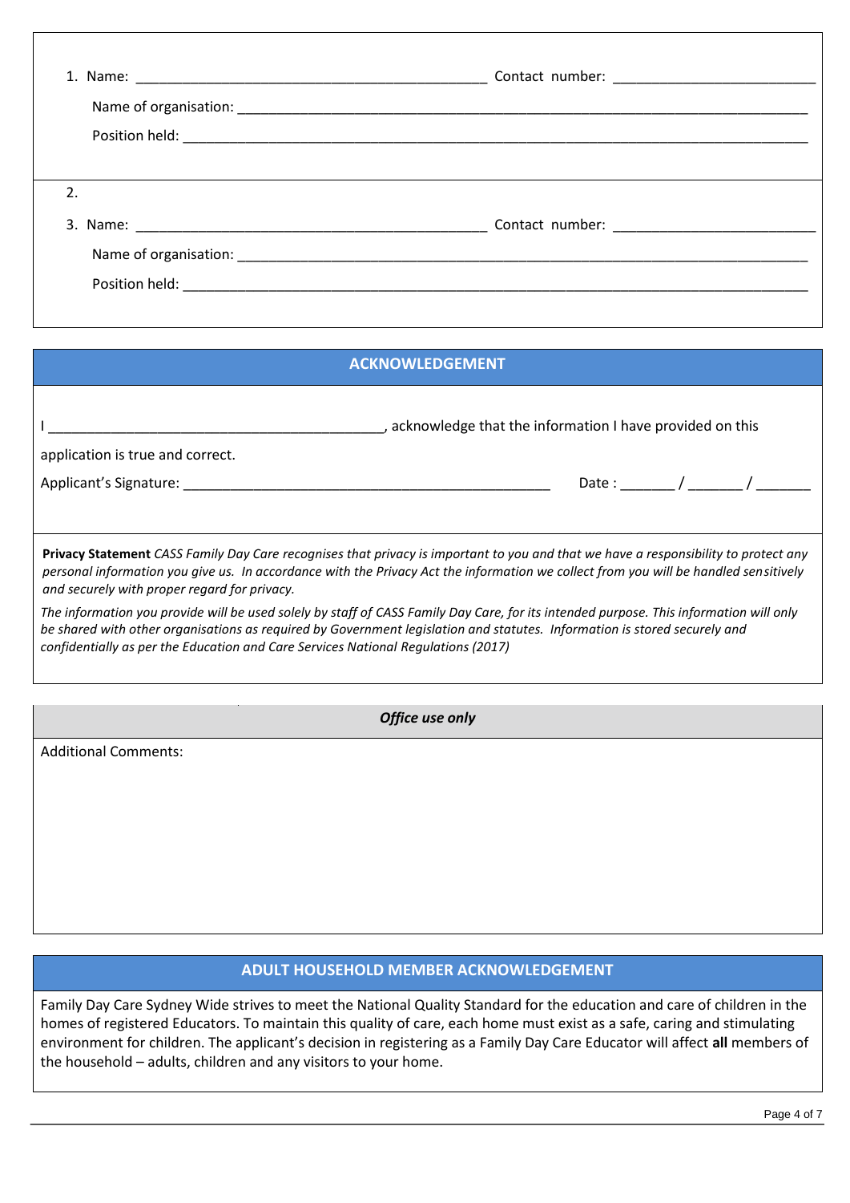1. Name: _____________________________________________ Contact number: __________________________

   Name of organisation: _____________________________________________________________________________

   Position held: ___________________________________________________________________________________

2. 

3. Name: _____________________________________________ Contact number: __________________________

   Name of organisation: _____________________________________________________________________________

   Position held: ___________________________________________________________________________________

## ACKNOWLEDGEMENT

I ___________________________________________, acknowledge that the information I have provided on this application is true and correct.

Applicant's Signature: _______________________________________________ Date : _______ / _______ / _______

**Privacy Statement** *CASS Family Day Care recognises that privacy is important to you and that we have a responsibility to protect any personal information you give us. In accordance with the Privacy Act the information we collect from you will be handled sensitively and securely with proper regard for privacy.*

*The information you provide will be used solely by staff of CASS Family Day Care, for its intended purpose. This information will only be shared with other organisations as required by Government legislation and statutes. Information is stored securely and confidentially as per the Education and Care Services National Regulations (2017)*

***Office use only***

Additional Comments:

## ADULT HOUSEHOLD MEMBER ACKNOWLEDGEMENT

Family Day Care Sydney Wide strives to meet the National Quality Standard for the education and care of children in the homes of registered Educators. To maintain this quality of care, each home must exist as a safe, caring and stimulating environment for children. The applicant's decision in registering as a Family Day Care Educator will affect **all** members of the household – adults, children and any visitors to your home.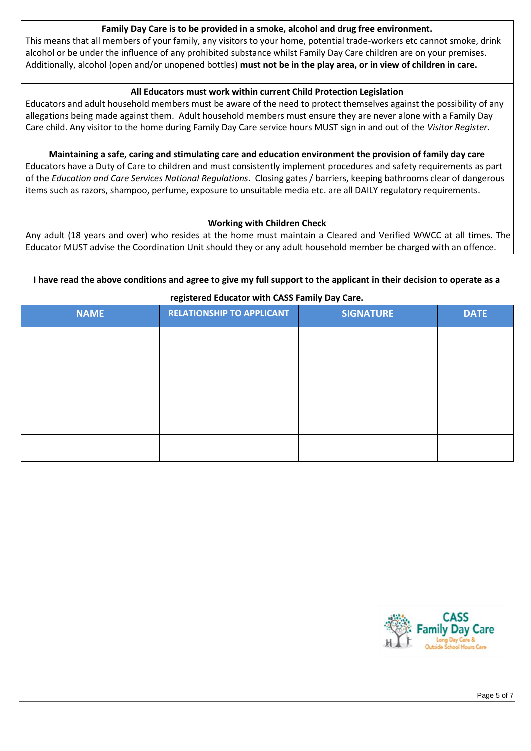**Family Day Care is to be provided in a smoke, alcohol and drug free environment.**

This means that all members of your family, any visitors to your home, potential trade-workers etc cannot smoke, drink alcohol or be under the influence of any prohibited substance whilst Family Day Care children are on your premises. Additionally, alcohol (open and/or unopened bottles) **must not be in the play area, or in view of children in care.**

**All Educators must work within current Child Protection Legislation**

Educators and adult household members must be aware of the need to protect themselves against the possibility of any allegations being made against them. Adult household members must ensure they are never alone with a Family Day Care child. Any visitor to the home during Family Day Care service hours MUST sign in and out of the *Visitor Register*.

**Maintaining a safe, caring and stimulating care and education environment the provision of family day care**

Educators have a Duty of Care to children and must consistently implement procedures and safety requirements as part of the *Education and Care Services National Regulations*. Closing gates / barriers, keeping bathrooms clear of dangerous items such as razors, shampoo, perfume, exposure to unsuitable media etc. are all DAILY regulatory requirements.

**Working with Children Check**

Any adult (18 years and over) who resides at the home must maintain a Cleared and Verified WWCC at all times. The Educator MUST advise the Coordination Unit should they or any adult household member be charged with an offence.

**I have read the above conditions and agree to give my full support to the applicant in their decision to operate as a registered Educator with CASS Family Day Care.**

| NAME | RELATIONSHIP TO APPLICANT | SIGNATURE | DATE |
|---|---|---|---|
| | | | |
| | | | |
| | | | |
| | | | |
| | | | |

CASS Family Day Care
Long Day Care & Outside School Hours Care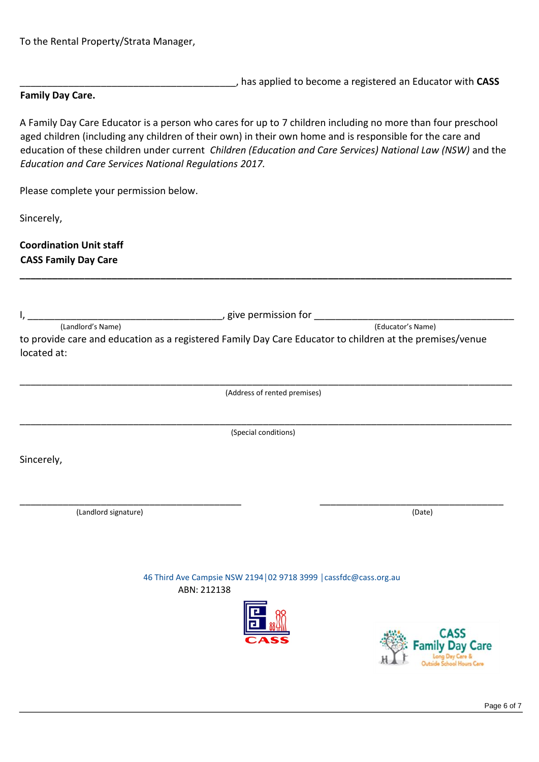To the Rental Property/Strata Manager,

__________________________________________, has applied to become a registered an Educator with **CASS Family Day Care.**

A Family Day Care Educator is a person who cares for up to 7 children including no more than four preschool aged children (including any children of their own) in their own home and is responsible for the care and education of these children under current *Children (Education and Care Services) National Law (NSW)* and the *Education and Care Services National Regulations 2017.*

Please complete your permission below.

Sincerely,

**Coordination Unit staff**
**CASS Family Day Care**

---

I, ______________________________________, give permission for ______________________________________
(Landlord's Name) (Educator's Name)

to provide care and education as a registered Family Day Care Educator to children at the premises/venue located at:

_____________________________________________________________________________________________
(Address of rented premises)

_____________________________________________________________________________________________
(Special conditions)

Sincerely,

__________________________________________ ____________________________________
(Landlord signature) (Date)

46 Third Ave Campsie NSW 2194|02 9718 3999 |cassfdc@cass.org.au
ABN: 212138

CASS

CASS Family Day Care
Long Day Care & Outside School Hours Care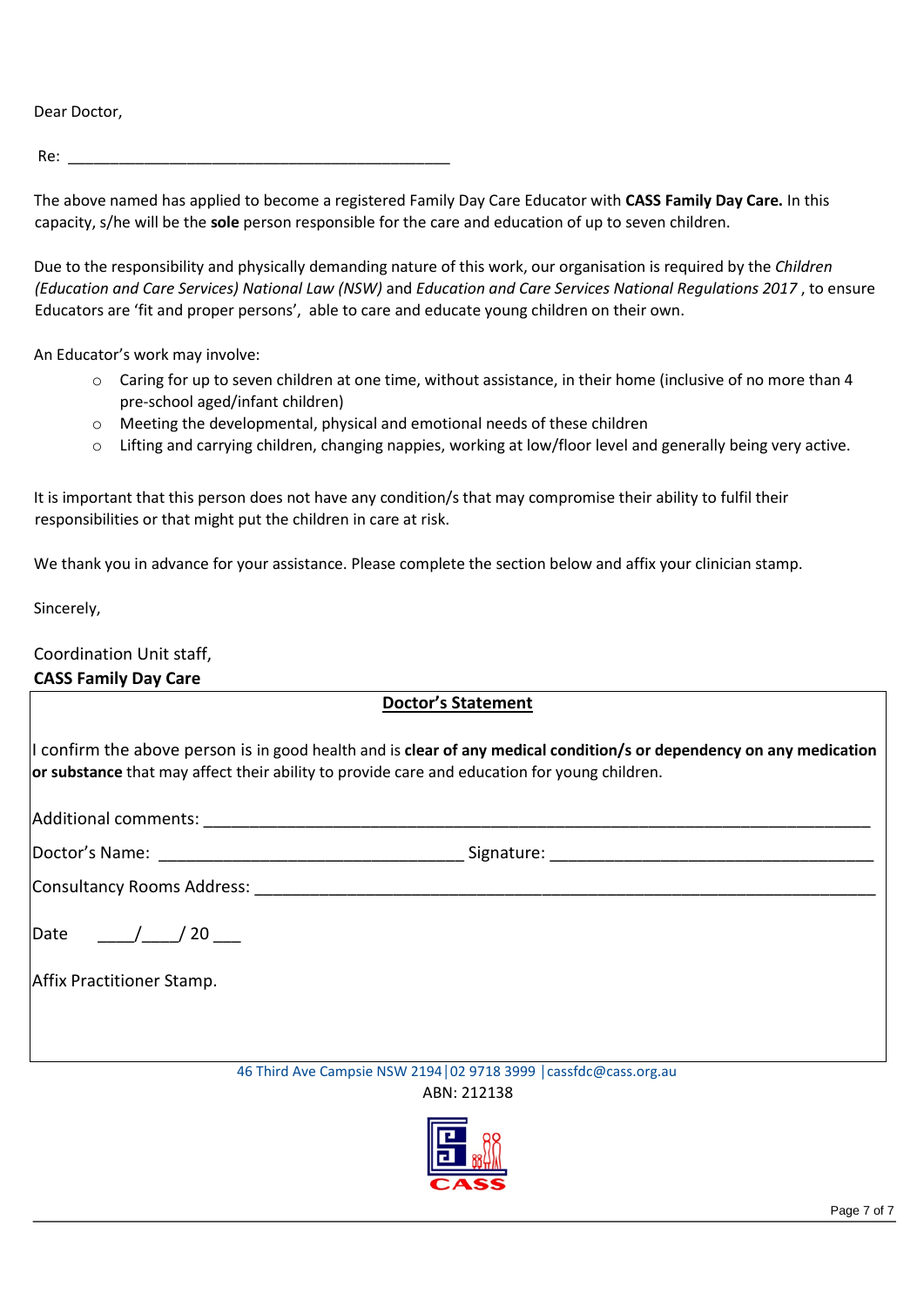Dear Doctor,

Re: _______________________________________________

The above named has applied to become a registered Family Day Care Educator with **CASS Family Day Care.** In this capacity, s/he will be the **sole** person responsible for the care and education of up to seven children.

Due to the responsibility and physically demanding nature of this work, our organisation is required by the *Children (Education and Care Services) National Law (NSW)* and *Education and Care Services National Regulations 2017* , to ensure Educators are 'fit and proper persons', able to care and educate young children on their own.

An Educator's work may involve:

- Caring for up to seven children at one time, without assistance, in their home (inclusive of no more than 4 pre-school aged/infant children)
- Meeting the developmental, physical and emotional needs of these children
- Lifting and carrying children, changing nappies, working at low/floor level and generally being very active.

It is important that this person does not have any condition/s that may compromise their ability to fulfil their responsibilities or that might put the children in care at risk.

We thank you in advance for your assistance. Please complete the section below and affix your clinician stamp.

Sincerely,

Coordination Unit staff,
**CASS Family Day Care**

## Doctor's Statement

I confirm the above person is in good health and is **clear of any medical condition/s or dependency on any medication or substance** that may affect their ability to provide care and education for young children.

Additional comments: ___________________________________________________________________________

Doctor's Name: _________________________________ Signature: __________________________________

Consultancy Rooms Address: ____________________________________________________________________

Date ____/____/ 20 ___

Affix Practitioner Stamp.

46 Third Ave Campsie NSW 2194 | 02 9718 3999 | cassfdc@cass.org.au
ABN: 212138

CASS